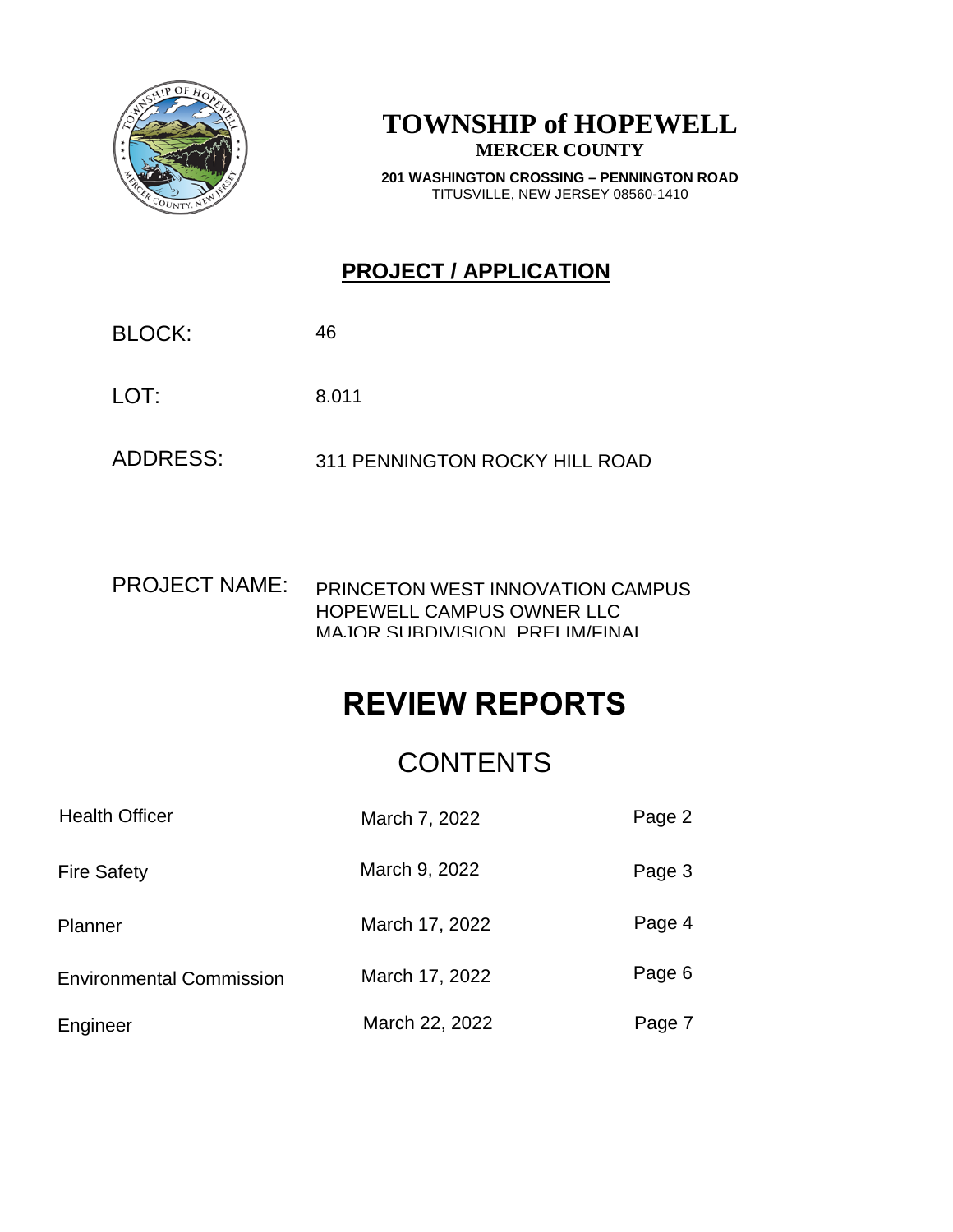# TOWNSHIP of HOPEWELL

**MERCER COUNTY**

**201 WASHINGTON CROSSING – PENNINGTON ROAD**
TITUSVILLE, NEW JERSEY 08560-1410

## PROJECT / APPLICATION

BLOCK: 46

LOT: 8.011

ADDRESS: 311 PENNINGTON ROCKY HILL ROAD

PROJECT NAME: PRINCETON WEST INNOVATION CAMPUS
HOPEWELL CAMPUS OWNER LLC
MAJOR SUBDIVISION PRELIM/FINAL

# REVIEW REPORTS

## CONTENTS

| | | |
|---|---|---|
| Health Officer | March 7, 2022 | Page 2 |
| Fire Safety | March 9, 2022 | Page 3 |
| Planner | March 17, 2022 | Page 4 |
| Environmental Commission | March 17, 2022 | Page 6 |
| Engineer | March 22, 2022 | Page 7 |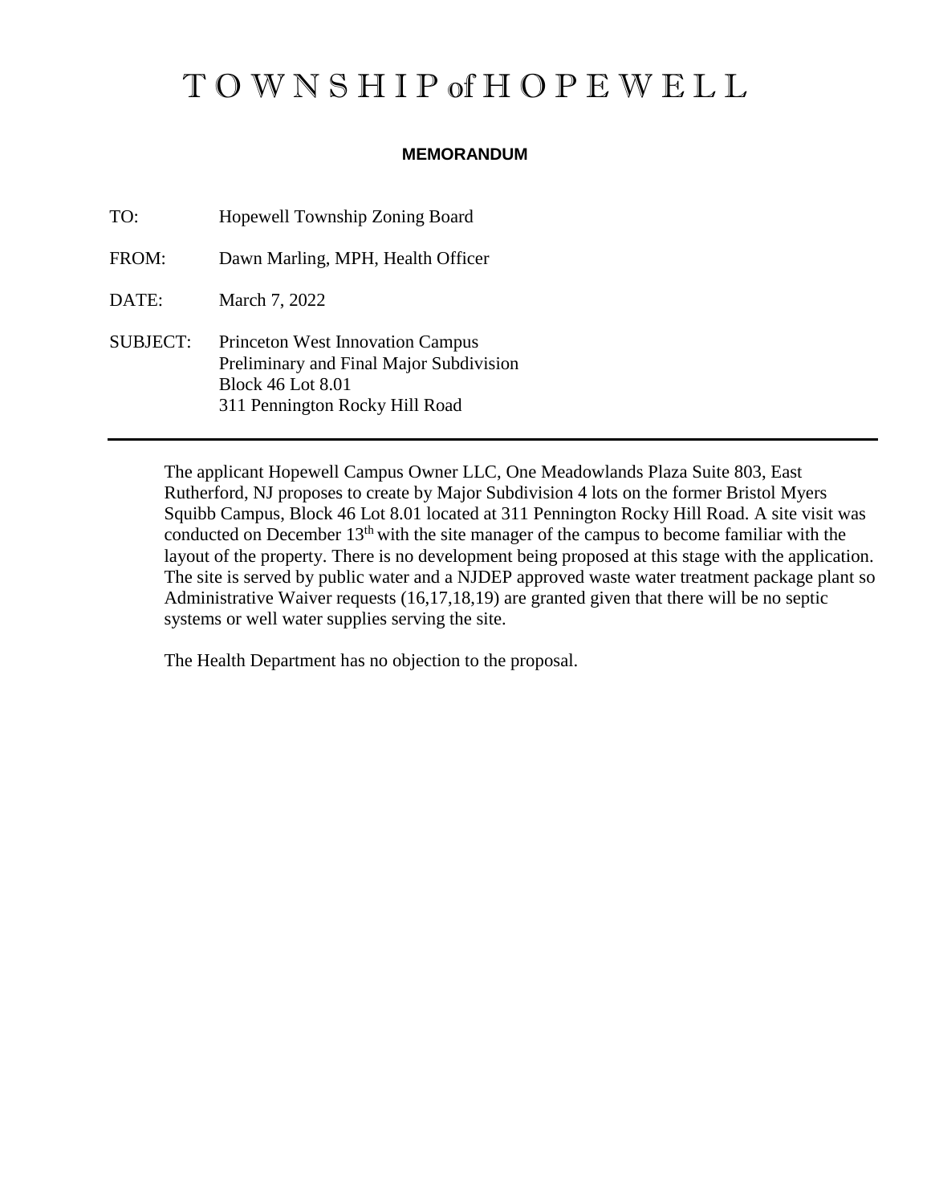# TOWNSHIP of HOPEWELL

**MEMORANDUM**

TO: Hopewell Township Zoning Board

FROM: Dawn Marling, MPH, Health Officer

DATE: March 7, 2022

SUBJECT: Princeton West Innovation Campus
Preliminary and Final Major Subdivision
Block 46 Lot 8.01
311 Pennington Rocky Hill Road

---

The applicant Hopewell Campus Owner LLC, One Meadowlands Plaza Suite 803, East Rutherford, NJ proposes to create by Major Subdivision 4 lots on the former Bristol Myers Squibb Campus, Block 46 Lot 8.01 located at 311 Pennington Rocky Hill Road. A site visit was conducted on December 13th with the site manager of the campus to become familiar with the layout of the property. There is no development being proposed at this stage with the application. The site is served by public water and a NJDEP approved waste water treatment package plant so Administrative Waiver requests (16,17,18,19) are granted given that there will be no septic systems or well water supplies serving the site.

The Health Department has no objection to the proposal.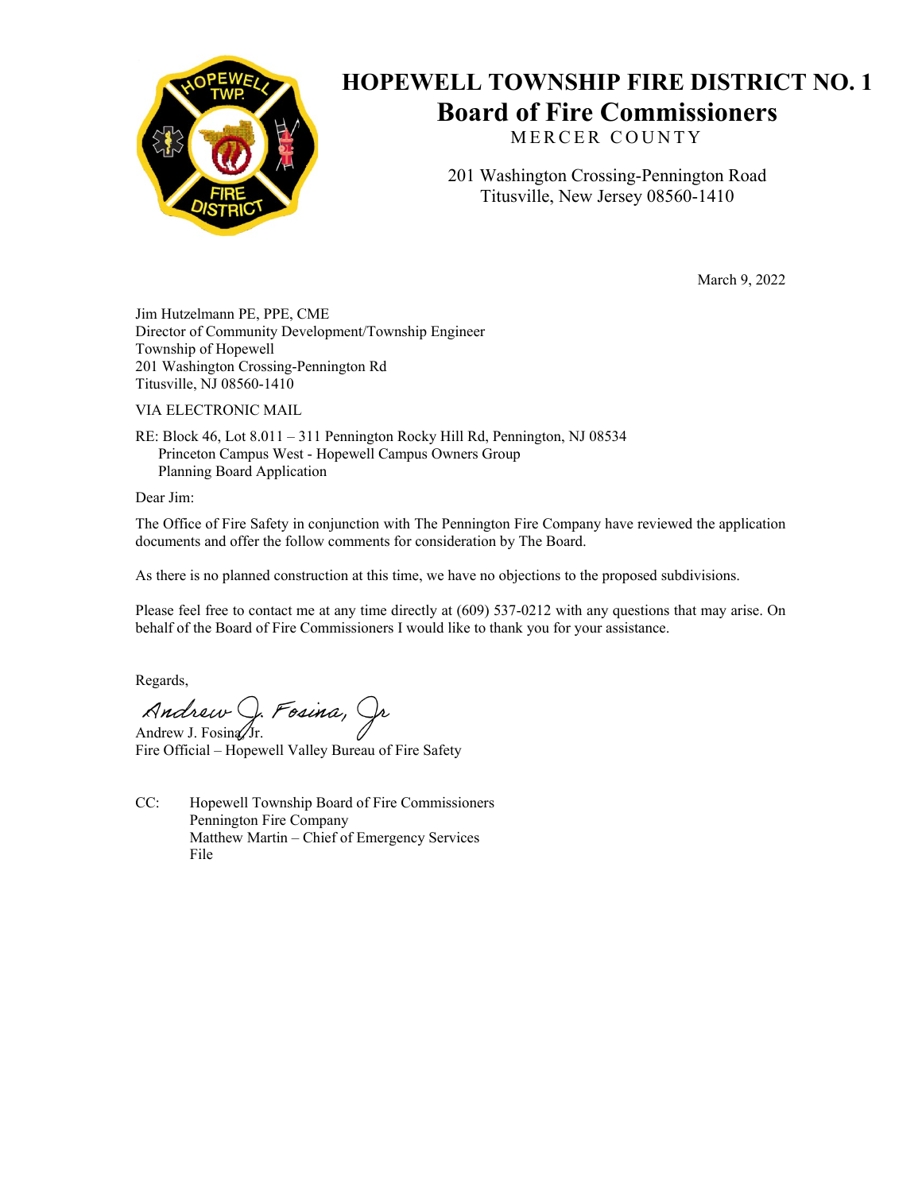# HOPEWELL TOWNSHIP FIRE DISTRICT NO. 1
## Board of Fire Commissioners
MERCER COUNTY

201 Washington Crossing-Pennington Road
Titusville, New Jersey 08560-1410

March 9, 2022

Jim Hutzelmann PE, PPE, CME
Director of Community Development/Township Engineer
Township of Hopewell
201 Washington Crossing-Pennington Rd
Titusville, NJ 08560-1410

VIA ELECTRONIC MAIL

RE: Block 46, Lot 8.011 – 311 Pennington Rocky Hill Rd, Pennington, NJ 08534
Princeton Campus West - Hopewell Campus Owners Group
Planning Board Application

Dear Jim:

The Office of Fire Safety in conjunction with The Pennington Fire Company have reviewed the application documents and offer the follow comments for consideration by The Board.

As there is no planned construction at this time, we have no objections to the proposed subdivisions.

Please feel free to contact me at any time directly at (609) 537-0212 with any questions that may arise. On behalf of the Board of Fire Commissioners I would like to thank you for your assistance.

Regards,

*Andrew J. Fosina, Jr*

Andrew J. Fosina, Jr.
Fire Official – Hopewell Valley Bureau of Fire Safety

CC: Hopewell Township Board of Fire Commissioners
Pennington Fire Company
Matthew Martin – Chief of Emergency Services
File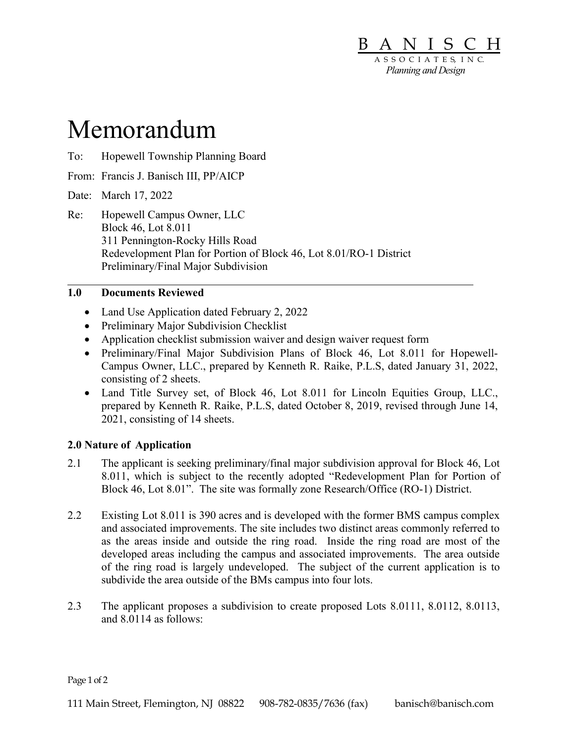BANISCH ASSOCIATES, INC.
*Planning and Design*

# Memorandum

To: Hopewell Township Planning Board

From: Francis J. Banisch III, PP/AICP

Date: March 17, 2022

Re: Hopewell Campus Owner, LLC
Block 46, Lot 8.011
311 Pennington-Rocky Hills Road
Redevelopment Plan for Portion of Block 46, Lot 8.01/RO-1 District
Preliminary/Final Major Subdivision

## 1.0 Documents Reviewed

- Land Use Application dated February 2, 2022
- Preliminary Major Subdivision Checklist
- Application checklist submission waiver and design waiver request form
- Preliminary/Final Major Subdivision Plans of Block 46, Lot 8.011 for Hopewell-Campus Owner, LLC., prepared by Kenneth R. Raike, P.L.S, dated January 31, 2022, consisting of 2 sheets.
- Land Title Survey set, of Block 46, Lot 8.011 for Lincoln Equities Group, LLC., prepared by Kenneth R. Raike, P.L.S, dated October 8, 2019, revised through June 14, 2021, consisting of 14 sheets.

## 2.0 Nature of Application

2.1 The applicant is seeking preliminary/final major subdivision approval for Block 46, Lot 8.011, which is subject to the recently adopted "Redevelopment Plan for Portion of Block 46, Lot 8.01". The site was formally zone Research/Office (RO-1) District.

2.2 Existing Lot 8.011 is 390 acres and is developed with the former BMS campus complex and associated improvements. The site includes two distinct areas commonly referred to as the areas inside and outside the ring road. Inside the ring road are most of the developed areas including the campus and associated improvements. The area outside of the ring road is largely undeveloped. The subject of the current application is to subdivide the area outside of the BMs campus into four lots.

2.3 The applicant proposes a subdivision to create proposed Lots 8.0111, 8.0112, 8.0113, and 8.0114 as follows:

111 Main Street, Flemington, NJ 08822 908-782-0835/7636 (fax) banisch@banisch.com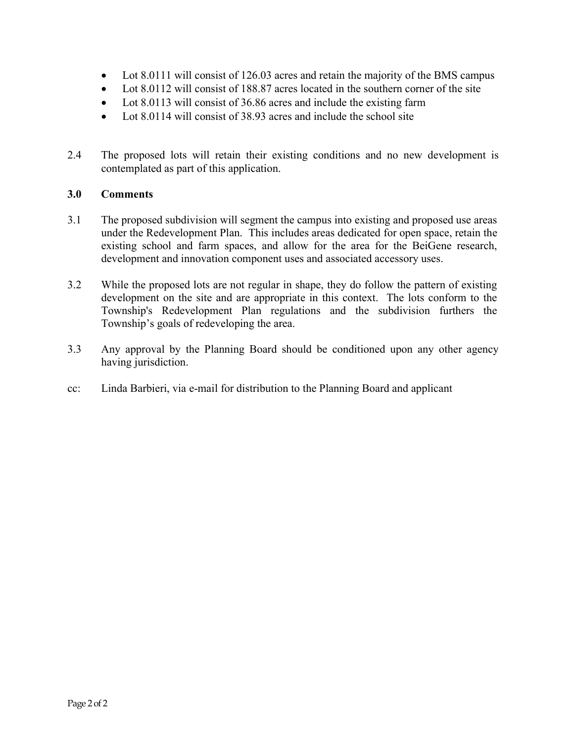- Lot 8.0111 will consist of 126.03 acres and retain the majority of the BMS campus
- Lot 8.0112 will consist of 188.87 acres located in the southern corner of the site
- Lot 8.0113 will consist of 36.86 acres and include the existing farm
- Lot 8.0114 will consist of 38.93 acres and include the school site

2.4 The proposed lots will retain their existing conditions and no new development is contemplated as part of this application.

## 3.0 Comments

3.1 The proposed subdivision will segment the campus into existing and proposed use areas under the Redevelopment Plan. This includes areas dedicated for open space, retain the existing school and farm spaces, and allow for the area for the BeiGene research, development and innovation component uses and associated accessory uses.

3.2 While the proposed lots are not regular in shape, they do follow the pattern of existing development on the site and are appropriate in this context. The lots conform to the Township's Redevelopment Plan regulations and the subdivision furthers the Township's goals of redeveloping the area.

3.3 Any approval by the Planning Board should be conditioned upon any other agency having jurisdiction.

cc: Linda Barbieri, via e-mail for distribution to the Planning Board and applicant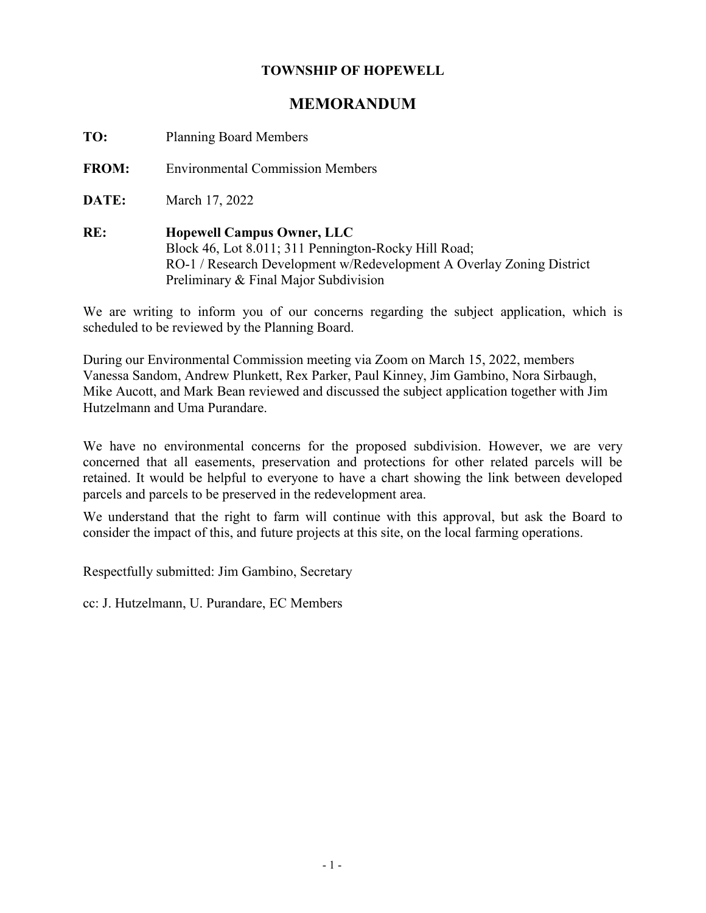**TOWNSHIP OF HOPEWELL**

## MEMORANDUM

**TO:** Planning Board Members

**FROM:** Environmental Commission Members

**DATE:** March 17, 2022

**RE:** **Hopewell Campus Owner, LLC**
Block 46, Lot 8.011; 311 Pennington-Rocky Hill Road;
RO-1 / Research Development w/Redevelopment A Overlay Zoning District
Preliminary & Final Major Subdivision

We are writing to inform you of our concerns regarding the subject application, which is scheduled to be reviewed by the Planning Board.

During our Environmental Commission meeting via Zoom on March 15, 2022, members Vanessa Sandom, Andrew Plunkett, Rex Parker, Paul Kinney, Jim Gambino, Nora Sirbaugh, Mike Aucott, and Mark Bean reviewed and discussed the subject application together with Jim Hutzelmann and Uma Purandare.

We have no environmental concerns for the proposed subdivision. However, we are very concerned that all easements, preservation and protections for other related parcels will be retained. It would be helpful to everyone to have a chart showing the link between developed parcels and parcels to be preserved in the redevelopment area.

We understand that the right to farm will continue with this approval, but ask the Board to consider the impact of this, and future projects at this site, on the local farming operations.

Respectfully submitted: Jim Gambino, Secretary

cc: J. Hutzelmann, U. Purandare, EC Members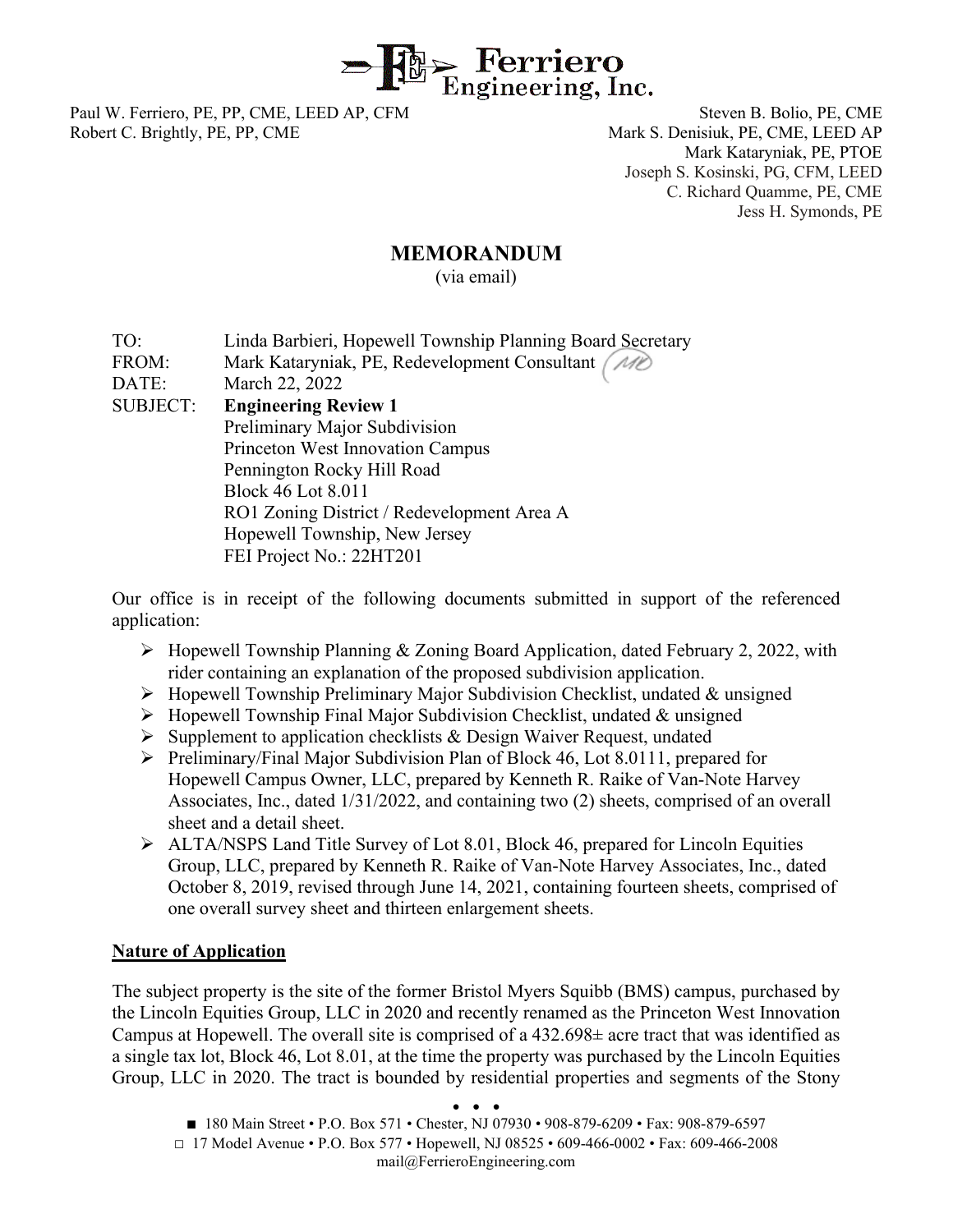# Ferriero Engineering, Inc.

Paul W. Ferriero, PE, PP, CME, LEED AP, CFM
Robert C. Brightly, PE, PP, CME

Steven B. Bolio, PE, CME
Mark S. Denisiuk, PE, CME, LEED AP
Mark Kataryniak, PE, PTOE
Joseph S. Kosinski, PG, CFM, LEED
C. Richard Quamme, PE, CME
Jess H. Symonds, PE

## MEMORANDUM

(via email)

TO: Linda Barbieri, Hopewell Township Planning Board Secretary
FROM: Mark Kataryniak, PE, Redevelopment Consultant
DATE: March 22, 2022
SUBJECT: **Engineering Review 1**
Preliminary Major Subdivision
Princeton West Innovation Campus
Pennington Rocky Hill Road
Block 46 Lot 8.011
RO1 Zoning District / Redevelopment Area A
Hopewell Township, New Jersey
FEI Project No.: 22HT201

Our office is in receipt of the following documents submitted in support of the referenced application:

- Hopewell Township Planning & Zoning Board Application, dated February 2, 2022, with rider containing an explanation of the proposed subdivision application.
- Hopewell Township Preliminary Major Subdivision Checklist, undated & unsigned
- Hopewell Township Final Major Subdivision Checklist, undated & unsigned
- Supplement to application checklists & Design Waiver Request, undated
- Preliminary/Final Major Subdivision Plan of Block 46, Lot 8.0111, prepared for Hopewell Campus Owner, LLC, prepared by Kenneth R. Raike of Van-Note Harvey Associates, Inc., dated 1/31/2022, and containing two (2) sheets, comprised of an overall sheet and a detail sheet.
- ALTA/NSPS Land Title Survey of Lot 8.01, Block 46, prepared for Lincoln Equities Group, LLC, prepared by Kenneth R. Raike of Van-Note Harvey Associates, Inc., dated October 8, 2019, revised through June 14, 2021, containing fourteen sheets, comprised of one overall survey sheet and thirteen enlargement sheets.

**Nature of Application**

The subject property is the site of the former Bristol Myers Squibb (BMS) campus, purchased by the Lincoln Equities Group, LLC in 2020 and recently renamed as the Princeton West Innovation Campus at Hopewell. The overall site is comprised of a 432.698± acre tract that was identified as a single tax lot, Block 46, Lot 8.01, at the time the property was purchased by the Lincoln Equities Group, LLC in 2020. The tract is bounded by residential properties and segments of the Stony

■ 180 Main Street • P.O. Box 571 • Chester, NJ 07930 • 908-879-6209 • Fax: 908-879-6597
□ 17 Model Avenue • P.O. Box 577 • Hopewell, NJ 08525 • 609-466-0002 • Fax: 609-466-2008
mail@FerrieroEngineering.com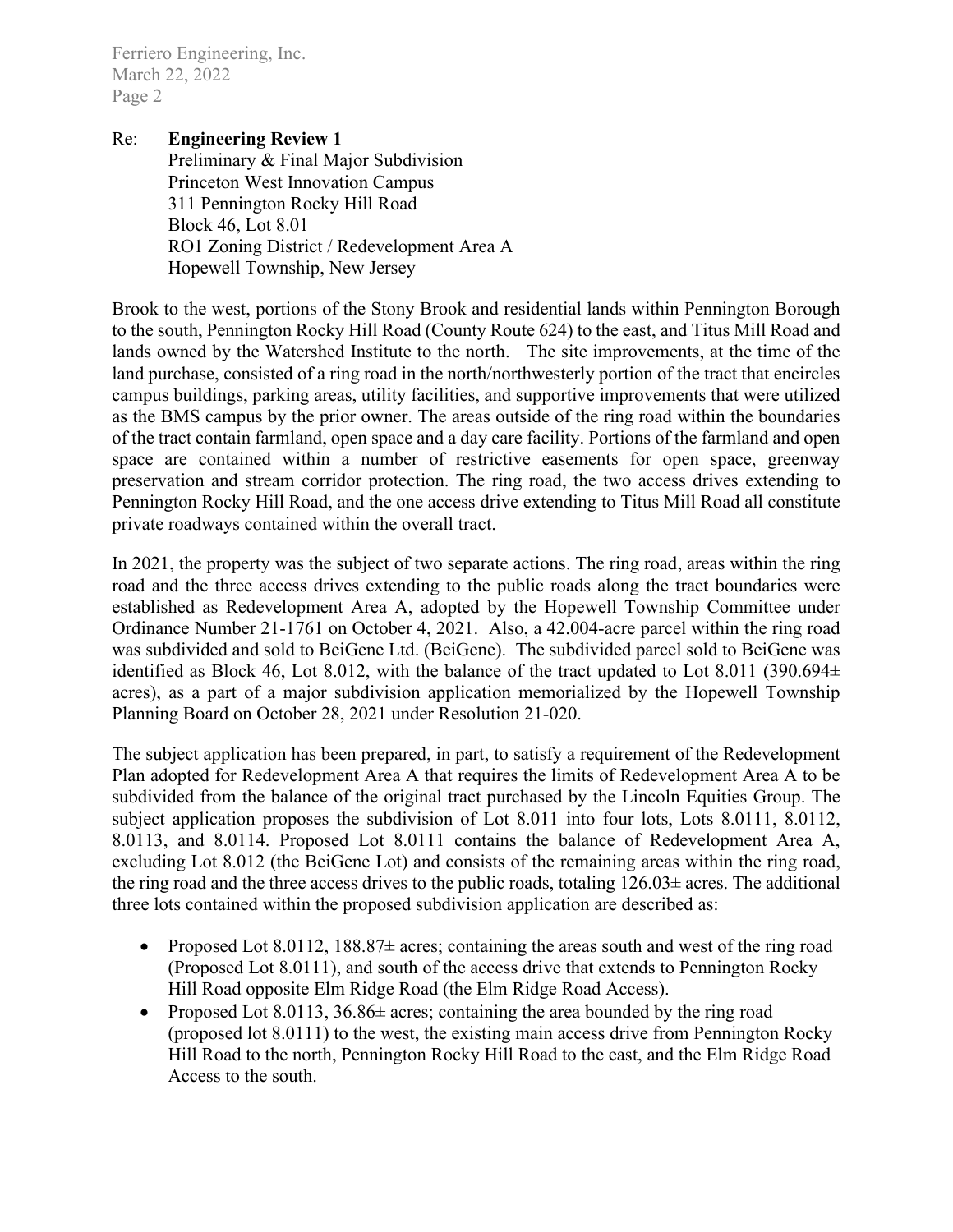Re: **Engineering Review 1**
Preliminary & Final Major Subdivision
Princeton West Innovation Campus
311 Pennington Rocky Hill Road
Block 46, Lot 8.01
RO1 Zoning District / Redevelopment Area A
Hopewell Township, New Jersey

Brook to the west, portions of the Stony Brook and residential lands within Pennington Borough to the south, Pennington Rocky Hill Road (County Route 624) to the east, and Titus Mill Road and lands owned by the Watershed Institute to the north. The site improvements, at the time of the land purchase, consisted of a ring road in the north/northwesterly portion of the tract that encircles campus buildings, parking areas, utility facilities, and supportive improvements that were utilized as the BMS campus by the prior owner. The areas outside of the ring road within the boundaries of the tract contain farmland, open space and a day care facility. Portions of the farmland and open space are contained within a number of restrictive easements for open space, greenway preservation and stream corridor protection. The ring road, the two access drives extending to Pennington Rocky Hill Road, and the one access drive extending to Titus Mill Road all constitute private roadways contained within the overall tract.

In 2021, the property was the subject of two separate actions. The ring road, areas within the ring road and the three access drives extending to the public roads along the tract boundaries were established as Redevelopment Area A, adopted by the Hopewell Township Committee under Ordinance Number 21-1761 on October 4, 2021. Also, a 42.004-acre parcel within the ring road was subdivided and sold to BeiGene Ltd. (BeiGene). The subdivided parcel sold to BeiGene was identified as Block 46, Lot 8.012, with the balance of the tract updated to Lot 8.011 (390.694± acres), as a part of a major subdivision application memorialized by the Hopewell Township Planning Board on October 28, 2021 under Resolution 21-020.

The subject application has been prepared, in part, to satisfy a requirement of the Redevelopment Plan adopted for Redevelopment Area A that requires the limits of Redevelopment Area A to be subdivided from the balance of the original tract purchased by the Lincoln Equities Group. The subject application proposes the subdivision of Lot 8.011 into four lots, Lots 8.0111, 8.0112, 8.0113, and 8.0114. Proposed Lot 8.0111 contains the balance of Redevelopment Area A, excluding Lot 8.012 (the BeiGene Lot) and consists of the remaining areas within the ring road, the ring road and the three access drives to the public roads, totaling 126.03± acres. The additional three lots contained within the proposed subdivision application are described as:

- Proposed Lot 8.0112, 188.87± acres; containing the areas south and west of the ring road (Proposed Lot 8.0111), and south of the access drive that extends to Pennington Rocky Hill Road opposite Elm Ridge Road (the Elm Ridge Road Access).
- Proposed Lot 8.0113, 36.86± acres; containing the area bounded by the ring road (proposed lot 8.0111) to the west, the existing main access drive from Pennington Rocky Hill Road to the north, Pennington Rocky Hill Road to the east, and the Elm Ridge Road Access to the south.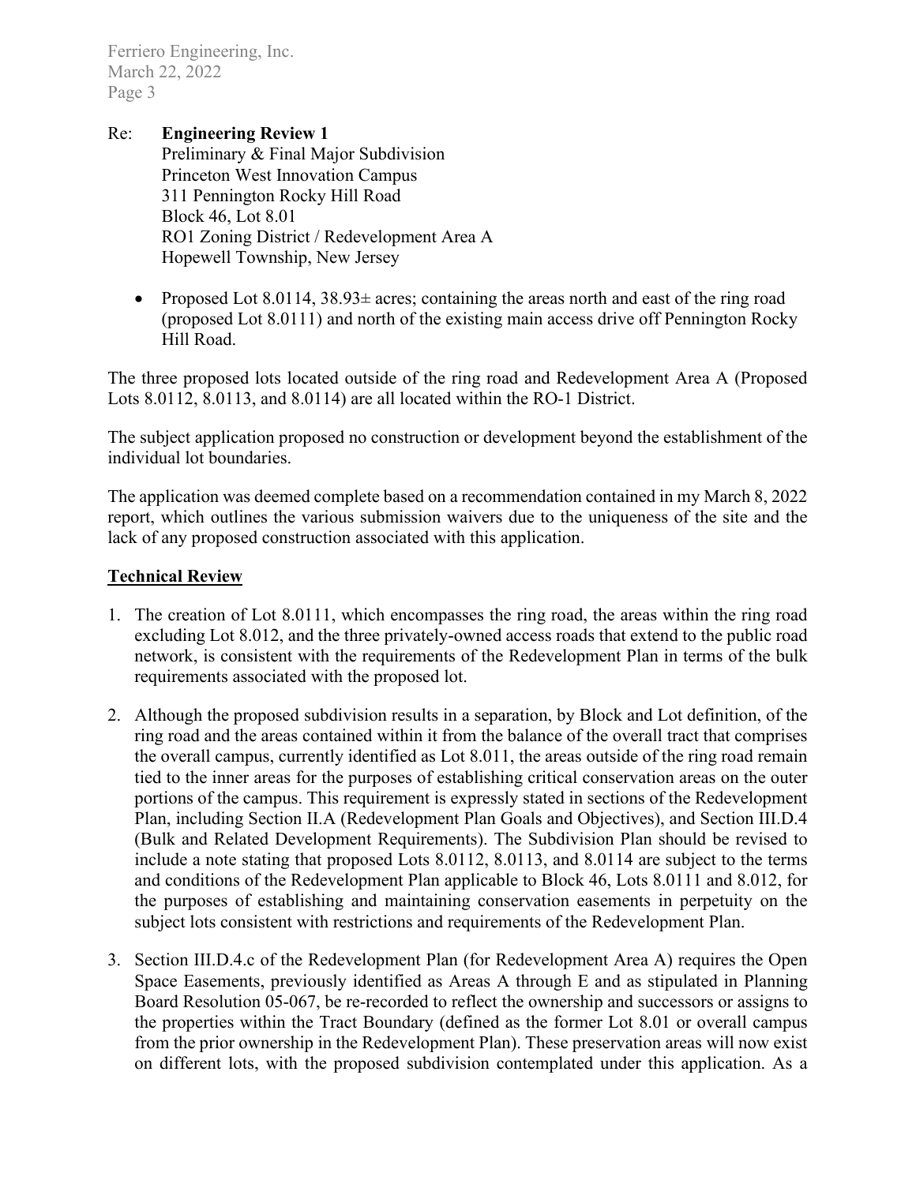Re: **Engineering Review 1**
Preliminary & Final Major Subdivision
Princeton West Innovation Campus
311 Pennington Rocky Hill Road
Block 46, Lot 8.01
RO1 Zoning District / Redevelopment Area A
Hopewell Township, New Jersey

- Proposed Lot 8.0114, 38.93± acres; containing the areas north and east of the ring road (proposed Lot 8.0111) and north of the existing main access drive off Pennington Rocky Hill Road.

The three proposed lots located outside of the ring road and Redevelopment Area A (Proposed Lots 8.0112, 8.0113, and 8.0114) are all located within the RO-1 District.

The subject application proposed no construction or development beyond the establishment of the individual lot boundaries.

The application was deemed complete based on a recommendation contained in my March 8, 2022 report, which outlines the various submission waivers due to the uniqueness of the site and the lack of any proposed construction associated with this application.

## Technical Review

1. The creation of Lot 8.0111, which encompasses the ring road, the areas within the ring road excluding Lot 8.012, and the three privately-owned access roads that extend to the public road network, is consistent with the requirements of the Redevelopment Plan in terms of the bulk requirements associated with the proposed lot.

2. Although the proposed subdivision results in a separation, by Block and Lot definition, of the ring road and the areas contained within it from the balance of the overall tract that comprises the overall campus, currently identified as Lot 8.011, the areas outside of the ring road remain tied to the inner areas for the purposes of establishing critical conservation areas on the outer portions of the campus. This requirement is expressly stated in sections of the Redevelopment Plan, including Section II.A (Redevelopment Plan Goals and Objectives), and Section III.D.4 (Bulk and Related Development Requirements). The Subdivision Plan should be revised to include a note stating that proposed Lots 8.0112, 8.0113, and 8.0114 are subject to the terms and conditions of the Redevelopment Plan applicable to Block 46, Lots 8.0111 and 8.012, for the purposes of establishing and maintaining conservation easements in perpetuity on the subject lots consistent with restrictions and requirements of the Redevelopment Plan.

3. Section III.D.4.c of the Redevelopment Plan (for Redevelopment Area A) requires the Open Space Easements, previously identified as Areas A through E and as stipulated in Planning Board Resolution 05-067, be re-recorded to reflect the ownership and successors or assigns to the properties within the Tract Boundary (defined as the former Lot 8.01 or overall campus from the prior ownership in the Redevelopment Plan). These preservation areas will now exist on different lots, with the proposed subdivision contemplated under this application. As a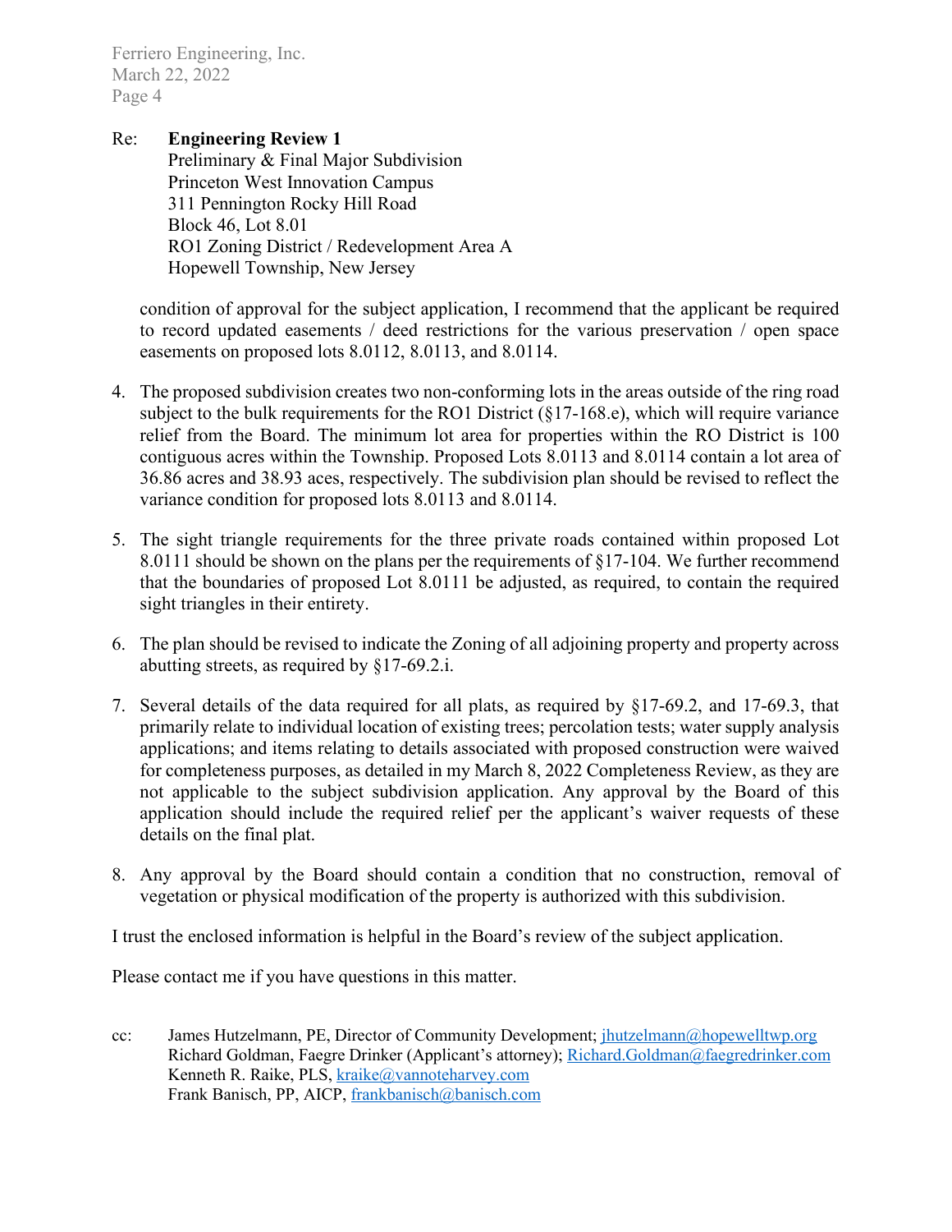Re: **Engineering Review 1**
Preliminary & Final Major Subdivision
Princeton West Innovation Campus
311 Pennington Rocky Hill Road
Block 46, Lot 8.01
RO1 Zoning District / Redevelopment Area A
Hopewell Township, New Jersey

condition of approval for the subject application, I recommend that the applicant be required to record updated easements / deed restrictions for the various preservation / open space easements on proposed lots 8.0112, 8.0113, and 8.0114.

4. The proposed subdivision creates two non-conforming lots in the areas outside of the ring road subject to the bulk requirements for the RO1 District (§17-168.e), which will require variance relief from the Board. The minimum lot area for properties within the RO District is 100 contiguous acres within the Township. Proposed Lots 8.0113 and 8.0114 contain a lot area of 36.86 acres and 38.93 aces, respectively. The subdivision plan should be revised to reflect the variance condition for proposed lots 8.0113 and 8.0114.

5. The sight triangle requirements for the three private roads contained within proposed Lot 8.0111 should be shown on the plans per the requirements of §17-104. We further recommend that the boundaries of proposed Lot 8.0111 be adjusted, as required, to contain the required sight triangles in their entirety.

6. The plan should be revised to indicate the Zoning of all adjoining property and property across abutting streets, as required by §17-69.2.i.

7. Several details of the data required for all plats, as required by §17-69.2, and 17-69.3, that primarily relate to individual location of existing trees; percolation tests; water supply analysis applications; and items relating to details associated with proposed construction were waived for completeness purposes, as detailed in my March 8, 2022 Completeness Review, as they are not applicable to the subject subdivision application. Any approval by the Board of this application should include the required relief per the applicant's waiver requests of these details on the final plat.

8. Any approval by the Board should contain a condition that no construction, removal of vegetation or physical modification of the property is authorized with this subdivision.

I trust the enclosed information is helpful in the Board's review of the subject application.

Please contact me if you have questions in this matter.

cc: James Hutzelmann, PE, Director of Community Development; jhutzelmann@hopewelltwp.org
Richard Goldman, Faegre Drinker (Applicant's attorney); Richard.Goldman@faegredrinker.com
Kenneth R. Raike, PLS, kraike@vannoteharvey.com
Frank Banisch, PP, AICP, frankbanisch@banisch.com